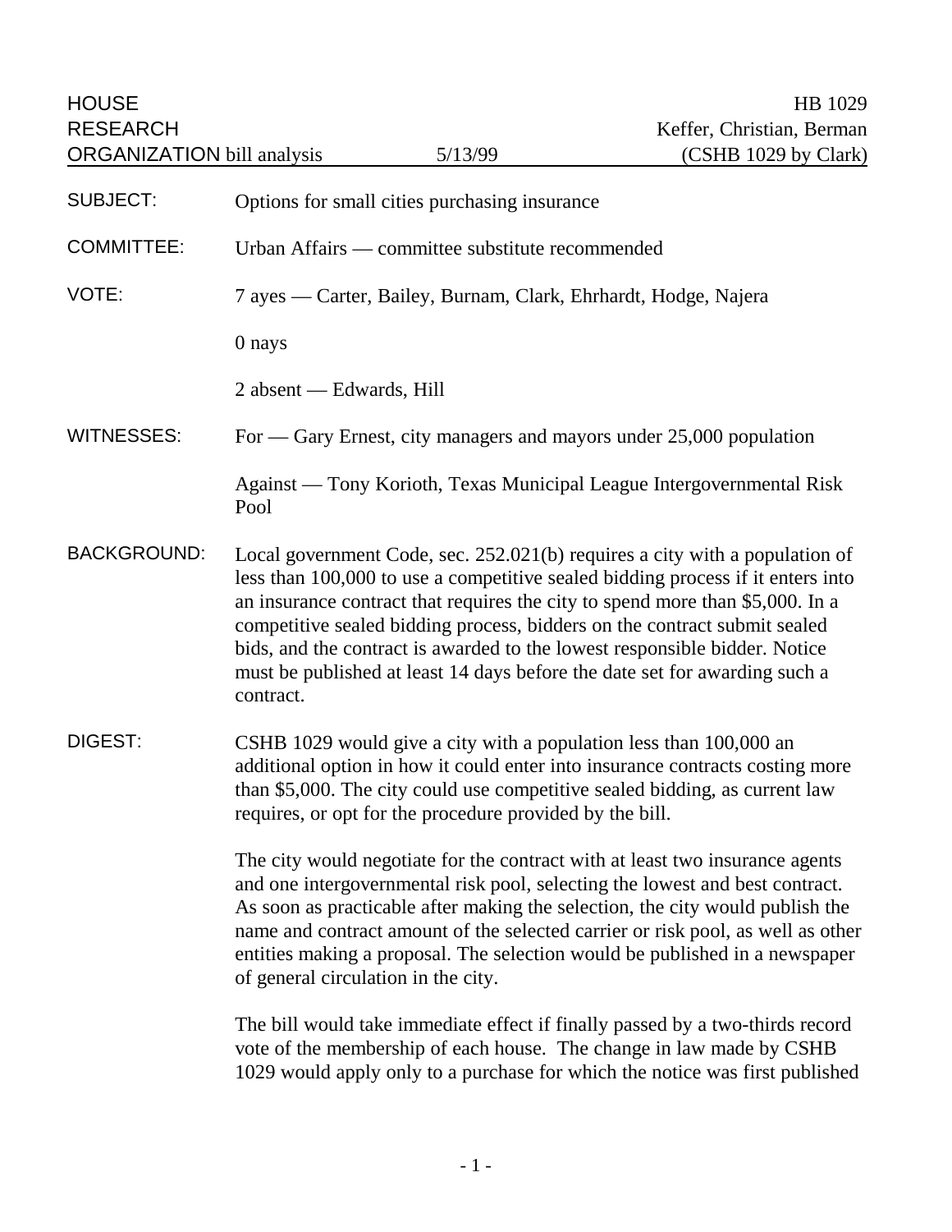HOUSE RESEARCH ORGANIZATION bill analysis | 5/13/99 | HB 1029 Keffer, Christian, Berman (CSHB 1029 by Clark)

**SUBJECT:** Options for small cities purchasing insurance

**COMMITTEE:** Urban Affairs — committee substitute recommended

**VOTE:** 7 ayes — Carter, Bailey, Burnam, Clark, Ehrhardt, Hodge, Najera

0 nays

2 absent — Edwards, Hill

**WITNESSES:** For — Gary Ernest, city managers and mayors under 25,000 population

Against — Tony Korioth, Texas Municipal League Intergovernmental Risk Pool

**BACKGROUND:** Local government Code, sec. 252.021(b) requires a city with a population of less than 100,000 to use a competitive sealed bidding process if it enters into an insurance contract that requires the city to spend more than $5,000. In a competitive sealed bidding process, bidders on the contract submit sealed bids, and the contract is awarded to the lowest responsible bidder. Notice must be published at least 14 days before the date set for awarding such a contract.

**DIGEST:** CSHB 1029 would give a city with a population less than 100,000 an additional option in how it could enter into insurance contracts costing more than $5,000. The city could use competitive sealed bidding, as current law requires, or opt for the procedure provided by the bill.

The city would negotiate for the contract with at least two insurance agents and one intergovernmental risk pool, selecting the lowest and best contract. As soon as practicable after making the selection, the city would publish the name and contract amount of the selected carrier or risk pool, as well as other entities making a proposal. The selection would be published in a newspaper of general circulation in the city.

The bill would take immediate effect if finally passed by a two-thirds record vote of the membership of each house. The change in law made by CSHB 1029 would apply only to a purchase for which the notice was first published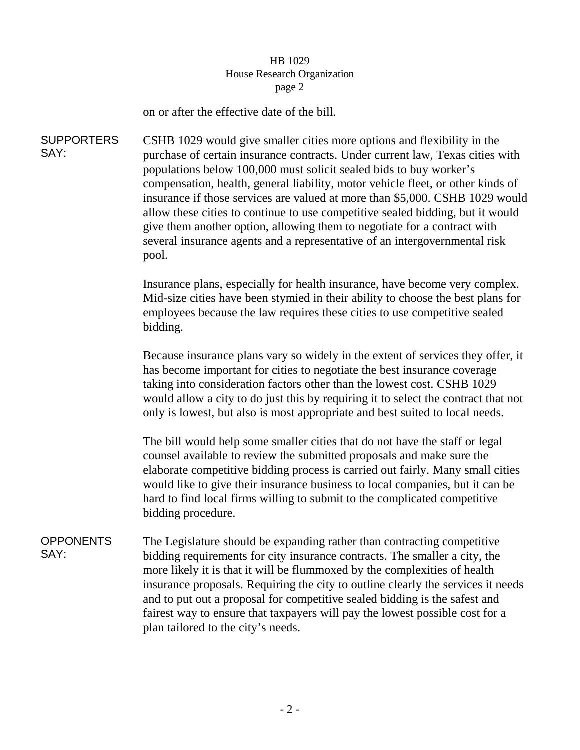on or after the effective date of the bill.

**SUPPORTERS SAY:**

CSHB 1029 would give smaller cities more options and flexibility in the purchase of certain insurance contracts. Under current law, Texas cities with populations below 100,000 must solicit sealed bids to buy worker's compensation, health, general liability, motor vehicle fleet, or other kinds of insurance if those services are valued at more than $5,000. CSHB 1029 would allow these cities to continue to use competitive sealed bidding, but it would give them another option, allowing them to negotiate for a contract with several insurance agents and a representative of an intergovernmental risk pool.

Insurance plans, especially for health insurance, have become very complex. Mid-size cities have been stymied in their ability to choose the best plans for employees because the law requires these cities to use competitive sealed bidding.

Because insurance plans vary so widely in the extent of services they offer, it has become important for cities to negotiate the best insurance coverage taking into consideration factors other than the lowest cost. CSHB 1029 would allow a city to do just this by requiring it to select the contract that not only is lowest, but also is most appropriate and best suited to local needs.

The bill would help some smaller cities that do not have the staff or legal counsel available to review the submitted proposals and make sure the elaborate competitive bidding process is carried out fairly. Many small cities would like to give their insurance business to local companies, but it can be hard to find local firms willing to submit to the complicated competitive bidding procedure.

**OPPONENTS SAY:**

The Legislature should be expanding rather than contracting competitive bidding requirements for city insurance contracts. The smaller a city, the more likely it is that it will be flummoxed by the complexities of health insurance proposals. Requiring the city to outline clearly the services it needs and to put out a proposal for competitive sealed bidding is the safest and fairest way to ensure that taxpayers will pay the lowest possible cost for a plan tailored to the city's needs.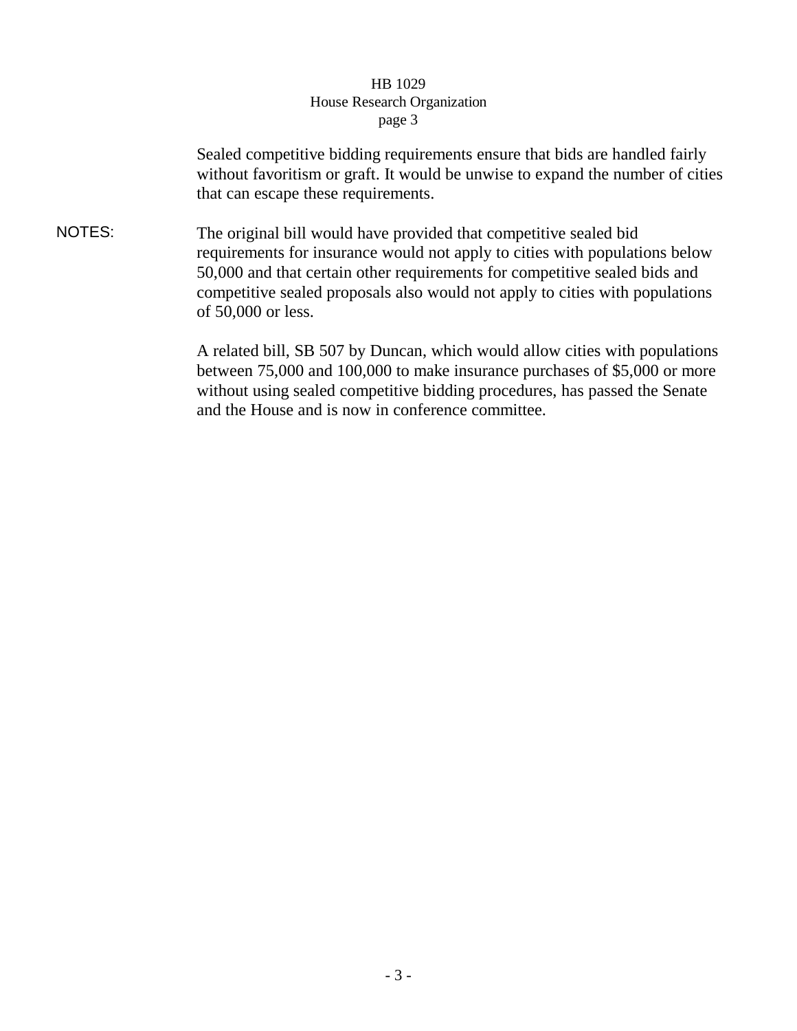Sealed competitive bidding requirements ensure that bids are handled fairly without favoritism or graft. It would be unwise to expand the number of cities that can escape these requirements.

NOTES:

The original bill would have provided that competitive sealed bid requirements for insurance would not apply to cities with populations below 50,000 and that certain other requirements for competitive sealed bids and competitive sealed proposals also would not apply to cities with populations of 50,000 or less.

A related bill, SB 507 by Duncan, which would allow cities with populations between 75,000 and 100,000 to make insurance purchases of $5,000 or more without using sealed competitive bidding procedures, has passed the Senate and the House and is now in conference committee.